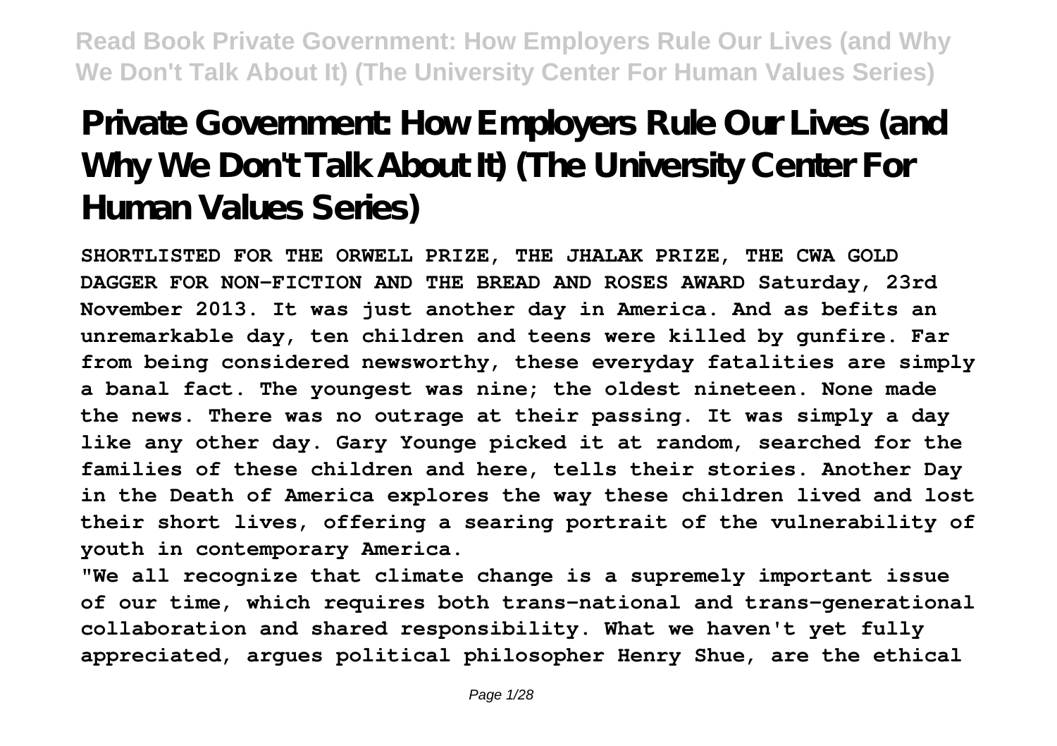# Private Government: How Employers Rule Our Lives (and Why We Don't Talk About It) (The University Center For Human Values Series)

**SHORTLISTED FOR THE ORWELL PRIZE, THE JHALAK PRIZE, THE CWA GOLD DAGGER FOR NON-FICTION AND THE BREAD AND ROSES AWARD Saturday, 23rd November 2013. It was just another day in America. And as befits an unremarkable day, ten children and teens were killed by gunfire. Far from being considered newsworthy, these everyday fatalities are simply a banal fact. The youngest was nine; the oldest nineteen. None made the news. There was no outrage at their passing. It was simply a day like any other day. Gary Younge picked it at random, searched for the families of these children and here, tells their stories. Another Day in the Death of America explores the way these children lived and lost their short lives, offering a searing portrait of the vulnerability of youth in contemporary America.**

**"We all recognize that climate change is a supremely important issue of our time, which requires both trans-national and trans-generational collaboration and shared responsibility. What we haven't yet fully appreciated, argues political philosopher Henry Shue, are the ethical**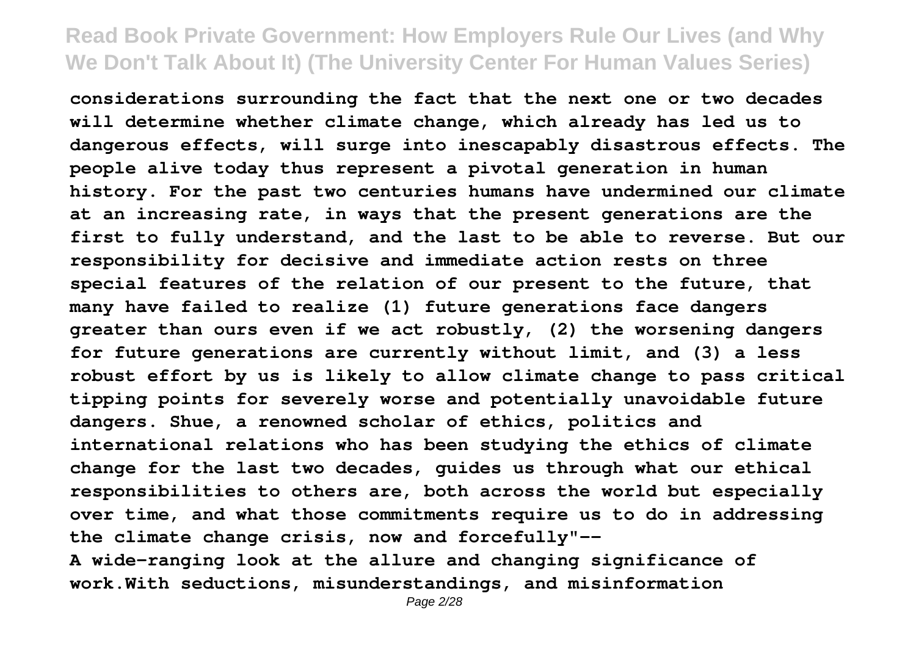considerations surrounding the fact that the next one or two decades will determine whether climate change, which already has led us to dangerous effects, will surge into inescapably disastrous effects. The people alive today thus represent a pivotal generation in human history. For the past two centuries humans have undermined our climate at an increasing rate, in ways that the present generations are the first to fully understand, and the last to be able to reverse. But our responsibility for decisive and immediate action rests on three special features of the relation of our present to the future, that many have failed to realize (1) future generations face dangers greater than ours even if we act robustly, (2) the worsening dangers for future generations are currently without limit, and (3) a less robust effort by us is likely to allow climate change to pass critical tipping points for severely worse and potentially unavoidable future dangers. Shue, a renowned scholar of ethics, politics and international relations who has been studying the ethics of climate change for the last two decades, guides us through what our ethical responsibilities to others are, both across the world but especially over time, and what those commitments require us to do in addressing the climate change crisis, now and forcefully"--

A wide-ranging look at the allure and changing significance of work.With seductions, misunderstandings, and misinformation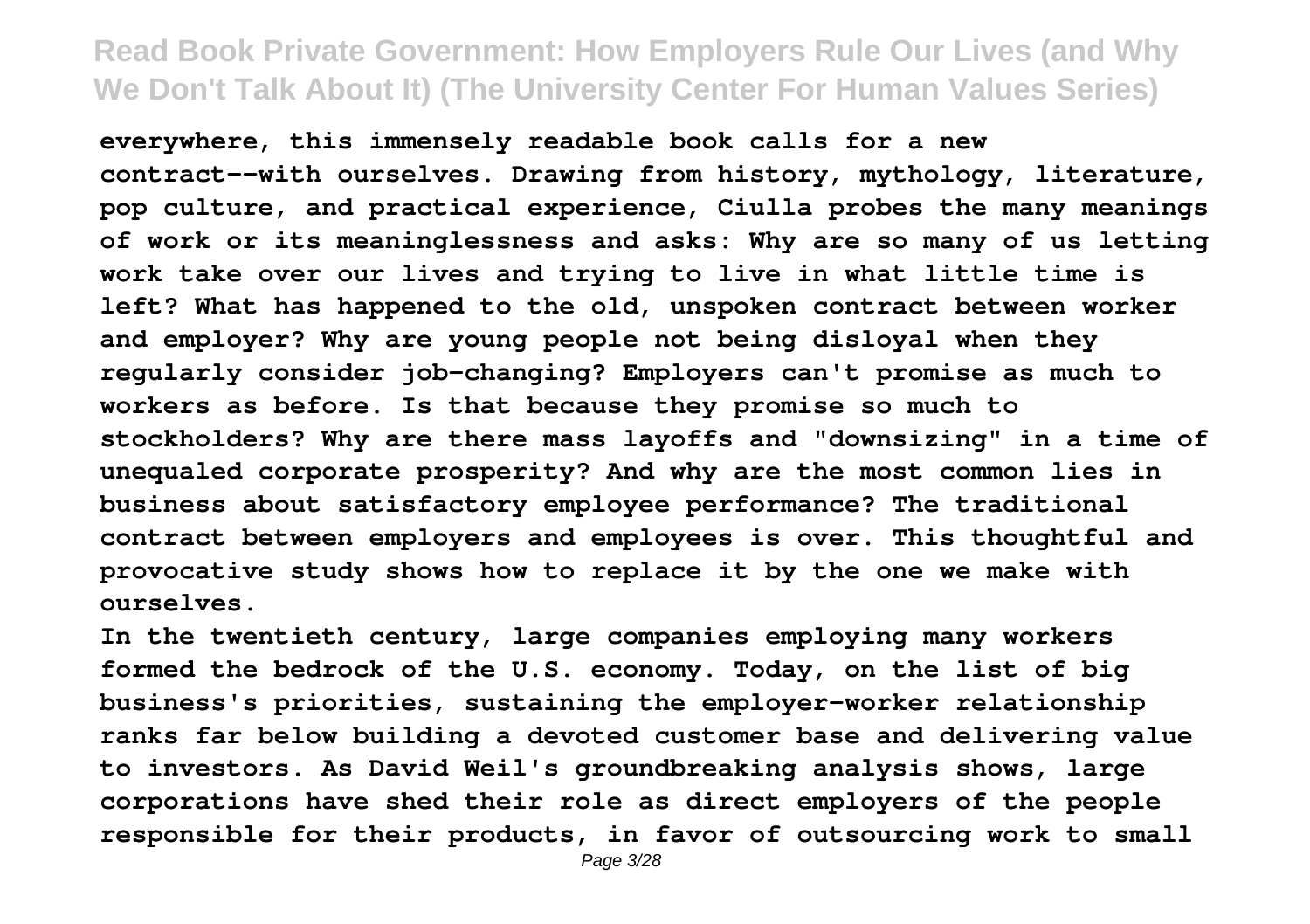**everywhere, this immensely readable book calls for a new contract--with ourselves. Drawing from history, mythology, literature, pop culture, and practical experience, Ciulla probes the many meanings of work or its meaninglessness and asks: Why are so many of us letting work take over our lives and trying to live in what little time is left? What has happened to the old, unspoken contract between worker and employer? Why are young people not being disloyal when they regularly consider job-changing? Employers can't promise as much to workers as before. Is that because they promise so much to stockholders? Why are there mass layoffs and "downsizing" in a time of unequaled corporate prosperity? And why are the most common lies in business about satisfactory employee performance? The traditional contract between employers and employees is over. This thoughtful and provocative study shows how to replace it by the one we make with ourselves.**

**In the twentieth century, large companies employing many workers formed the bedrock of the U.S. economy. Today, on the list of big business's priorities, sustaining the employer-worker relationship ranks far below building a devoted customer base and delivering value to investors. As David Weil's groundbreaking analysis shows, large corporations have shed their role as direct employers of the people responsible for their products, in favor of outsourcing work to small**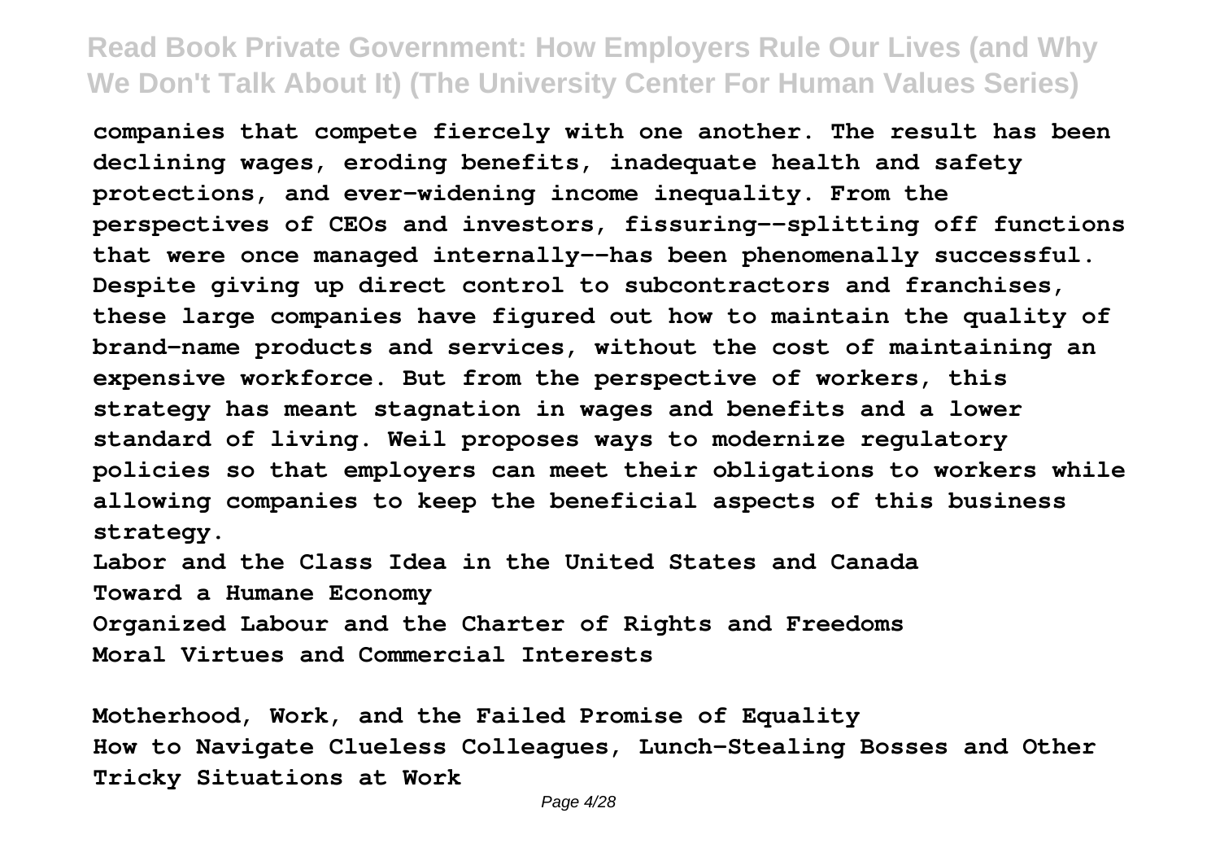**companies that compete fiercely with one another. The result has been declining wages, eroding benefits, inadequate health and safety protections, and ever-widening income inequality. From the perspectives of CEOs and investors, fissuring--splitting off functions that were once managed internally--has been phenomenally successful. Despite giving up direct control to subcontractors and franchises, these large companies have figured out how to maintain the quality of brand-name products and services, without the cost of maintaining an expensive workforce. But from the perspective of workers, this strategy has meant stagnation in wages and benefits and a lower standard of living. Weil proposes ways to modernize regulatory policies so that employers can meet their obligations to workers while allowing companies to keep the beneficial aspects of this business strategy.**

**Labor and the Class Idea in the United States and Canada**
**Toward a Humane Economy**
**Organized Labour and the Charter of Rights and Freedoms**
**Moral Virtues and Commercial Interests**

**Motherhood, Work, and the Failed Promise of Equality**
**How to Navigate Clueless Colleagues, Lunch-Stealing Bosses and Other Tricky Situations at Work**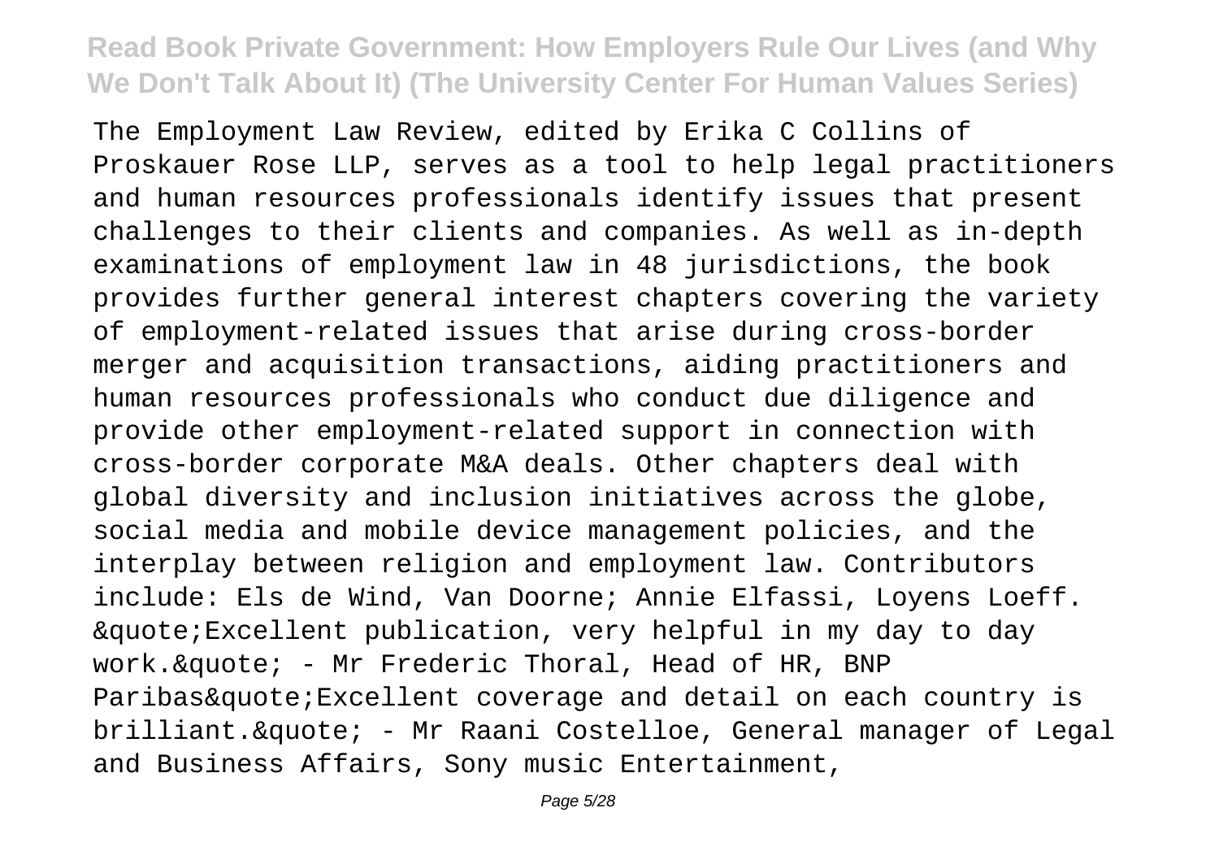The Employment Law Review, edited by Erika C Collins of Proskauer Rose LLP, serves as a tool to help legal practitioners and human resources professionals identify issues that present challenges to their clients and companies. As well as in-depth examinations of employment law in 48 jurisdictions, the book provides further general interest chapters covering the variety of employment-related issues that arise during cross-border merger and acquisition transactions, aiding practitioners and human resources professionals who conduct due diligence and provide other employment-related support in connection with cross-border corporate M&A deals. Other chapters deal with global diversity and inclusion initiatives across the globe, social media and mobile device management policies, and the interplay between religion and employment law. Contributors include: Els de Wind, Van Doorne; Annie Elfassi, Loyens Loeff. &quote;Excellent publication, very helpful in my day to day work.&quote; - Mr Frederic Thoral, Head of HR, BNP Paribas&quote;Excellent coverage and detail on each country is brilliant.&quote; - Mr Raani Costelloe, General manager of Legal and Business Affairs, Sony music Entertainment,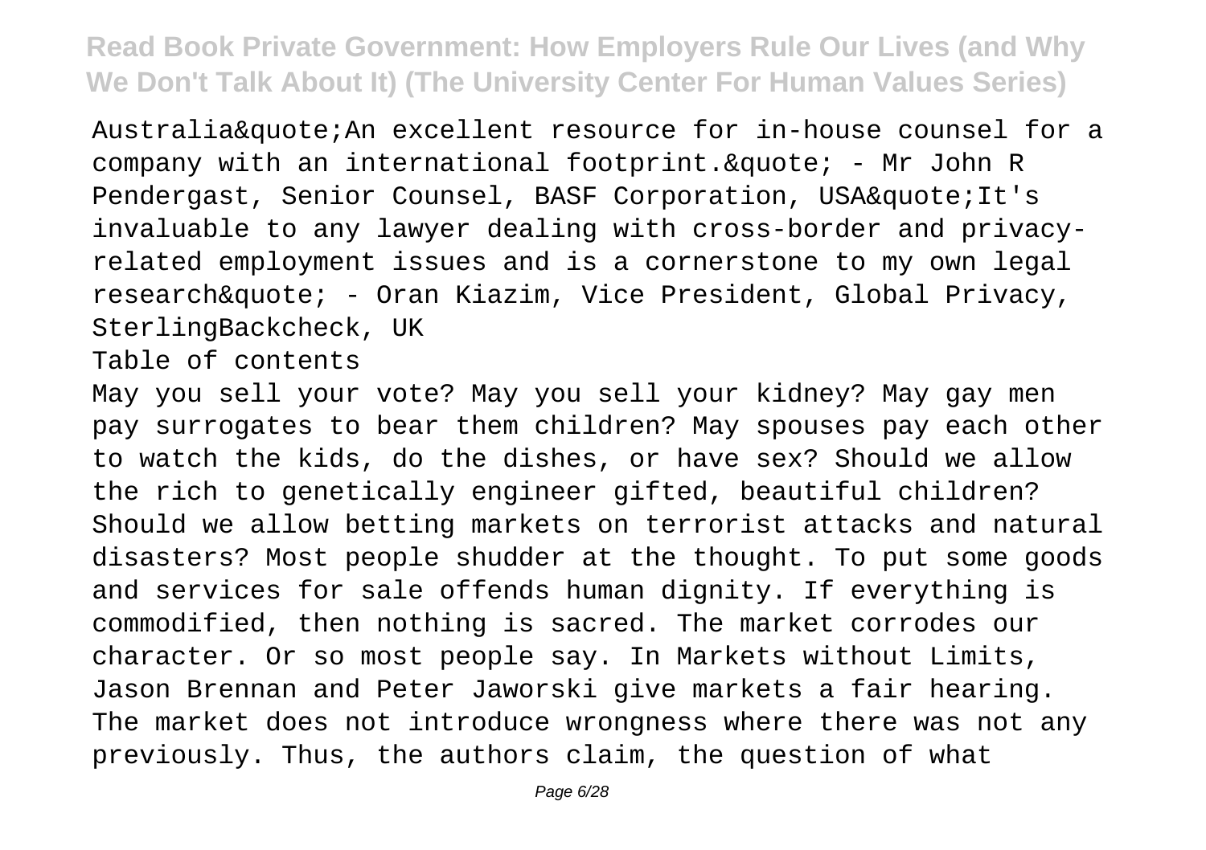Australia&quote;An excellent resource for in-house counsel for a company with an international footprint.&quote; - Mr John R Pendergast, Senior Counsel, BASF Corporation, USA&quote;It's invaluable to any lawyer dealing with cross-border and privacy-related employment issues and is a cornerstone to my own legal research&quote; - Oran Kiazim, Vice President, Global Privacy, SterlingBackcheck, UK

Table of contents

May you sell your vote? May you sell your kidney? May gay men pay surrogates to bear them children? May spouses pay each other to watch the kids, do the dishes, or have sex? Should we allow the rich to genetically engineer gifted, beautiful children? Should we allow betting markets on terrorist attacks and natural disasters? Most people shudder at the thought. To put some goods and services for sale offends human dignity. If everything is commodified, then nothing is sacred. The market corrodes our character. Or so most people say. In Markets without Limits, Jason Brennan and Peter Jaworski give markets a fair hearing. The market does not introduce wrongness where there was not any previously. Thus, the authors claim, the question of what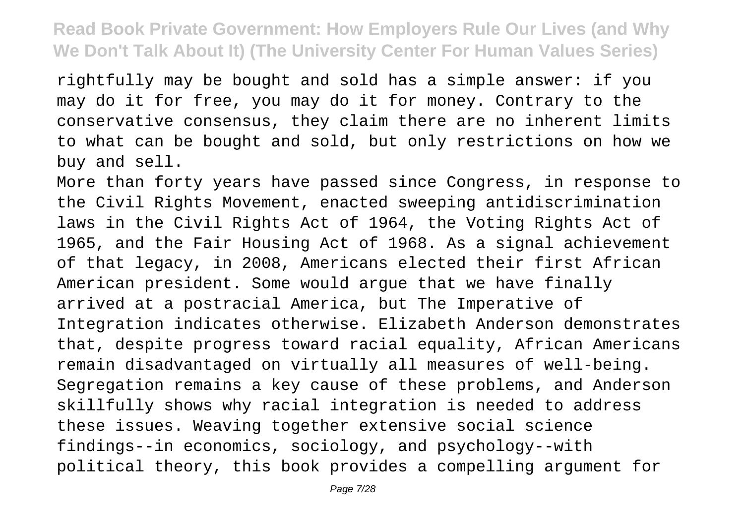rightfully may be bought and sold has a simple answer: if you may do it for free, you may do it for money. Contrary to the conservative consensus, they claim there are no inherent limits to what can be bought and sold, but only restrictions on how we buy and sell.

More than forty years have passed since Congress, in response to the Civil Rights Movement, enacted sweeping antidiscrimination laws in the Civil Rights Act of 1964, the Voting Rights Act of 1965, and the Fair Housing Act of 1968. As a signal achievement of that legacy, in 2008, Americans elected their first African American president. Some would argue that we have finally arrived at a postracial America, but The Imperative of Integration indicates otherwise. Elizabeth Anderson demonstrates that, despite progress toward racial equality, African Americans remain disadvantaged on virtually all measures of well-being. Segregation remains a key cause of these problems, and Anderson skillfully shows why racial integration is needed to address these issues. Weaving together extensive social science findings--in economics, sociology, and psychology--with political theory, this book provides a compelling argument for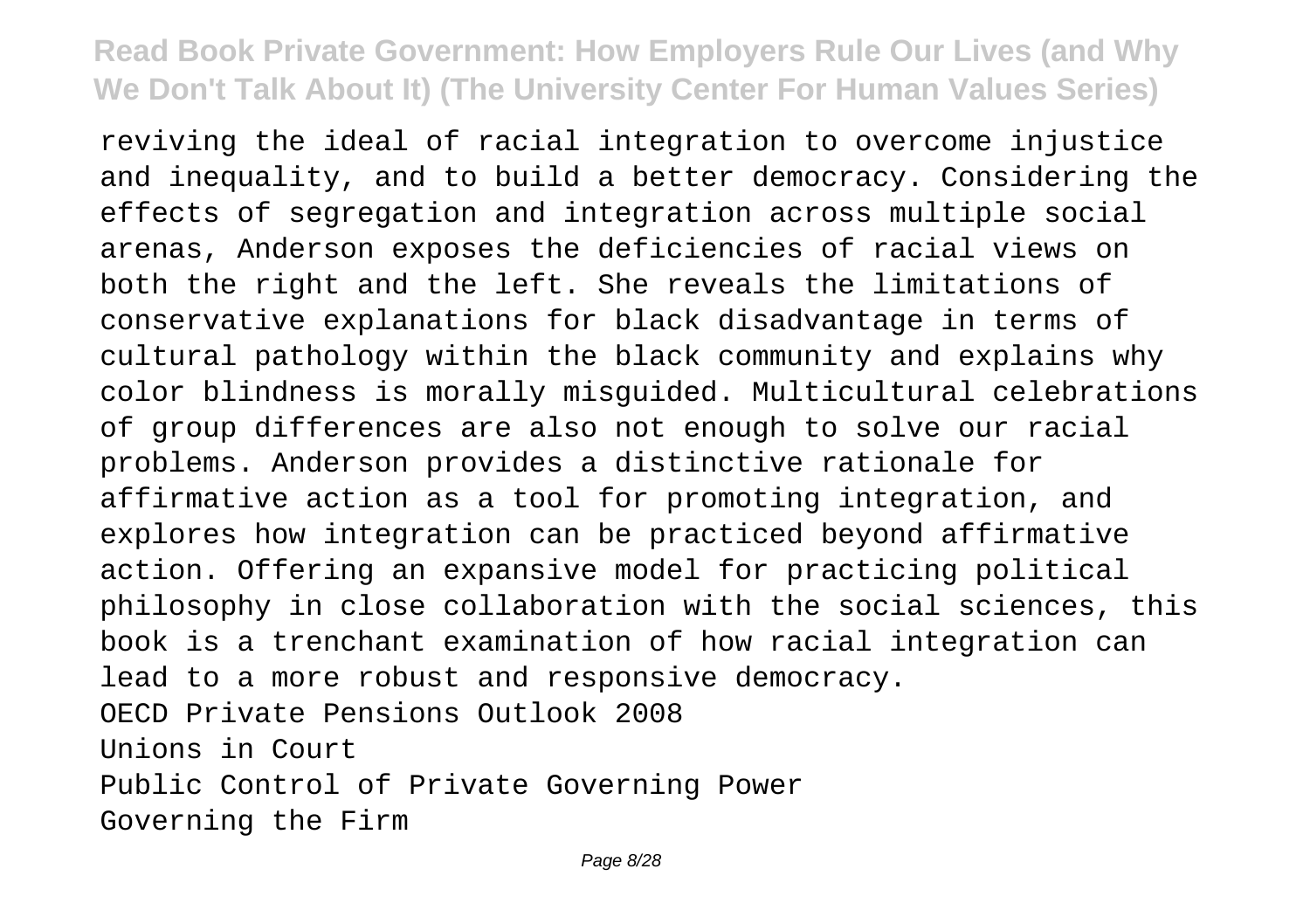reviving the ideal of racial integration to overcome injustice and inequality, and to build a better democracy. Considering the effects of segregation and integration across multiple social arenas, Anderson exposes the deficiencies of racial views on both the right and the left. She reveals the limitations of conservative explanations for black disadvantage in terms of cultural pathology within the black community and explains why color blindness is morally misguided. Multicultural celebrations of group differences are also not enough to solve our racial problems. Anderson provides a distinctive rationale for affirmative action as a tool for promoting integration, and explores how integration can be practiced beyond affirmative action. Offering an expansive model for practicing political philosophy in close collaboration with the social sciences, this book is a trenchant examination of how racial integration can lead to a more robust and responsive democracy.

OECD Private Pensions Outlook 2008

Unions in Court

Public Control of Private Governing Power

Governing the Firm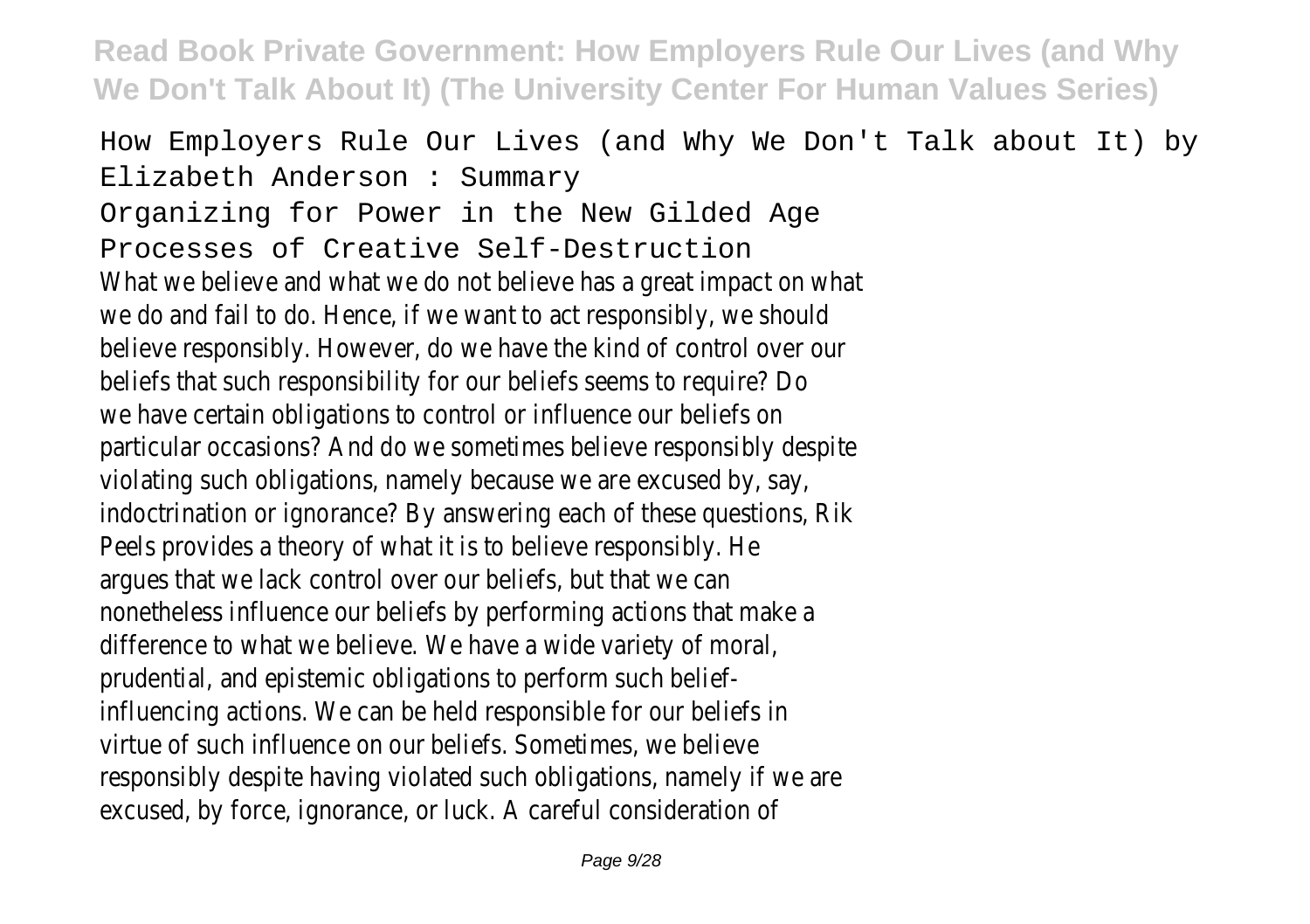How Employers Rule Our Lives (and Why We Don't Talk about It) by Elizabeth Anderson : Summary

Organizing for Power in the New Gilded Age

Processes of Creative Self-Destruction

What we believe and what we do not believe has a great impact on what we do and fail to do. Hence, if we want to act responsibly, we should believe responsibly. However, do we have the kind of control over our beliefs that such responsibility for our beliefs seems to require? Do we have certain obligations to control or influence our beliefs on particular occasions? And do we sometimes believe responsibly despite violating such obligations, namely because we are excused by, say, indoctrination or ignorance? By answering each of these questions, Rik Peels provides a theory of what it is to believe responsibly. He argues that we lack control over our beliefs, but that we can nonetheless influence our beliefs by performing actions that make a difference to what we believe. We have a wide variety of moral, prudential, and epistemic obligations to perform such belief-influencing actions. We can be held responsible for our beliefs in virtue of such influence on our beliefs. Sometimes, we believe responsibly despite having violated such obligations, namely if we are excused, by force, ignorance, or luck. A careful consideration of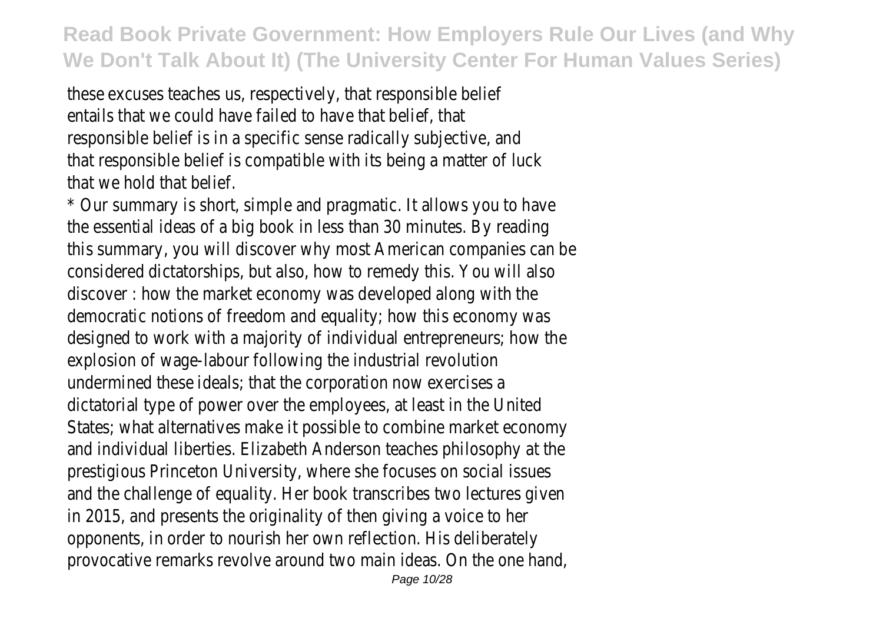these excuses teaches us, respectively, that responsible belief entails that we could have failed to have that belief, that responsible belief is in a specific sense radically subjective, and that responsible belief is compatible with its being a matter of luck that we hold that belief.

* Our summary is short, simple and pragmatic. It allows you to have the essential ideas of a big book in less than 30 minutes. By reading this summary, you will discover why most American companies can be considered dictatorships, but also, how to remedy this. You will also discover : how the market economy was developed along with the democratic notions of freedom and equality; how this economy was designed to work with a majority of individual entrepreneurs; how the explosion of wage-labour following the industrial revolution undermined these ideals; that the corporation now exercises a dictatorial type of power over the employees, at least in the United States; what alternatives make it possible to combine market economy and individual liberties. Elizabeth Anderson teaches philosophy at the prestigious Princeton University, where she focuses on social issues and the challenge of equality. Her book transcribes two lectures given in 2015, and presents the originality of then giving a voice to her opponents, in order to nourish her own reflection. His deliberately provocative remarks revolve around two main ideas. On the one hand,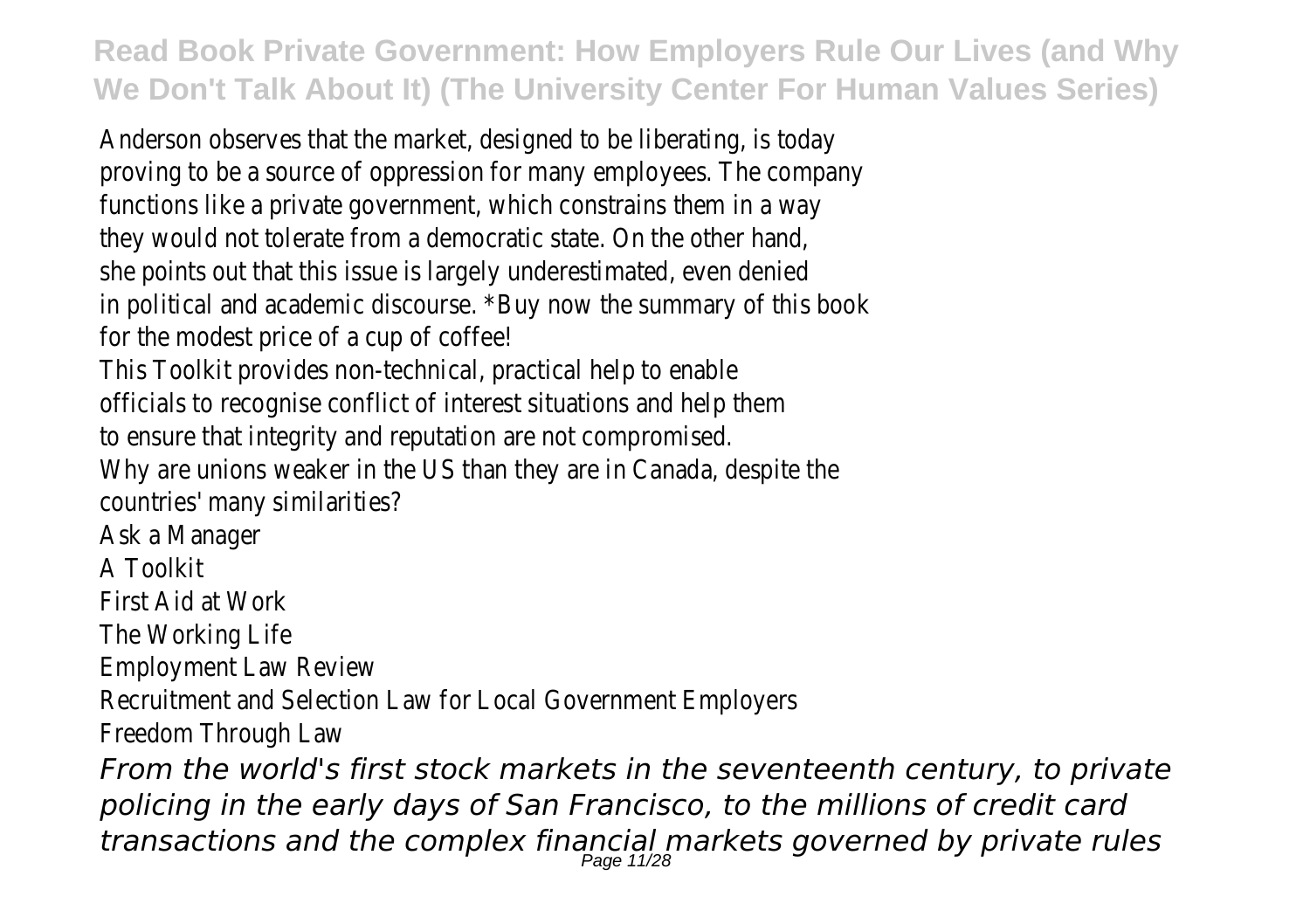Anderson observes that the market, designed to be liberating, is today proving to be a source of oppression for many employees. The company functions like a private government, which constrains them in a way they would not tolerate from a democratic state. On the other hand, she points out that this issue is largely underestimated, even denied in political and academic discourse. *Buy now the summary of this book for the modest price of a cup of coffee!

This Toolkit provides non-technical, practical help to enable officials to recognise conflict of interest situations and help them to ensure that integrity and reputation are not compromised.

Why are unions weaker in the US than they are in Canada, despite the countries' many similarities?

Ask a Manager

A Toolkit

First Aid at Work

The Working Life

Employment Law Review

Recruitment and Selection Law for Local Government Employers

Freedom Through Law

***From the world's first stock markets in the seventeenth century, to private policing in the early days of San Francisco, to the millions of credit card transactions and the complex financial markets governed by private rules***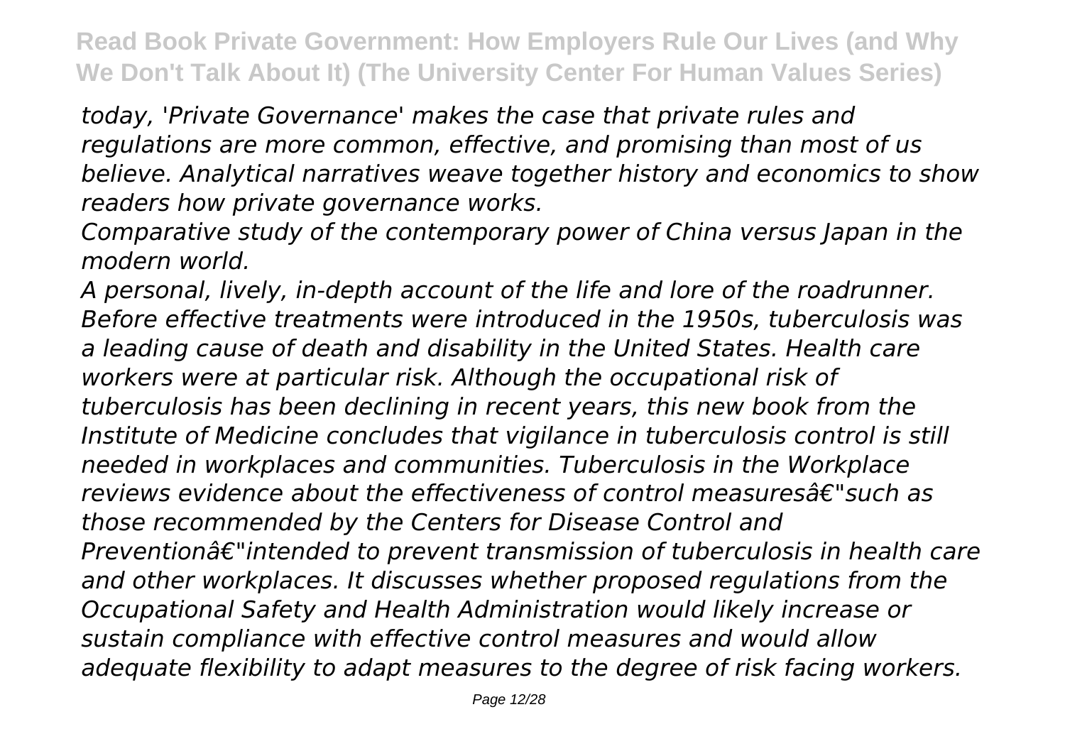*today, 'Private Governance' makes the case that private rules and regulations are more common, effective, and promising than most of us believe. Analytical narratives weave together history and economics to show readers how private governance works.*

*Comparative study of the contemporary power of China versus Japan in the modern world.*

*A personal, lively, in-depth account of the life and lore of the roadrunner.*

*Before effective treatments were introduced in the 1950s, tuberculosis was a leading cause of death and disability in the United States. Health care workers were at particular risk. Although the occupational risk of tuberculosis has been declining in recent years, this new book from the Institute of Medicine concludes that vigilance in tuberculosis control is still needed in workplaces and communities. Tuberculosis in the Workplace reviews evidence about the effectiveness of control measuresâ€"such as those recommended by the Centers for Disease Control and Preventionâ€"intended to prevent transmission of tuberculosis in health care and other workplaces. It discusses whether proposed regulations from the Occupational Safety and Health Administration would likely increase or sustain compliance with effective control measures and would allow adequate flexibility to adapt measures to the degree of risk facing workers.*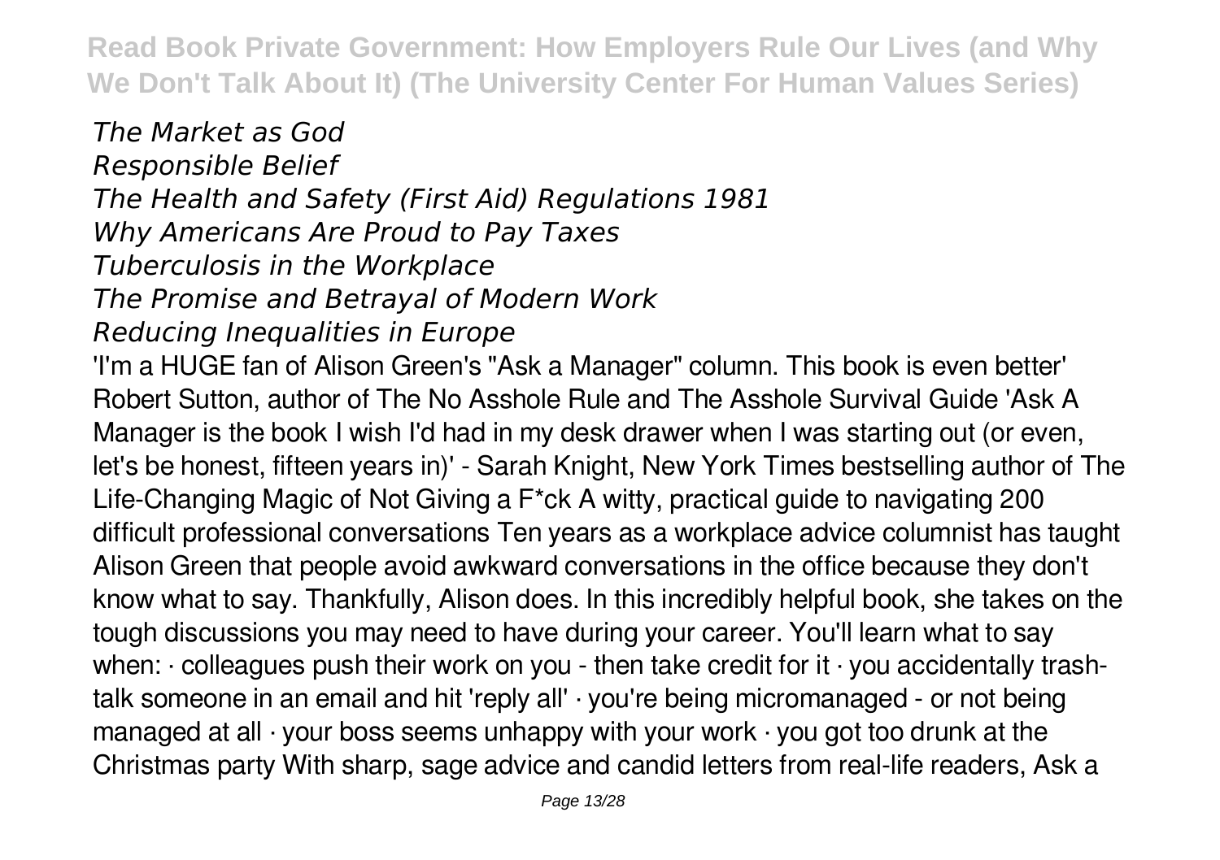*The Market as God*
*Responsible Belief*
*The Health and Safety (First Aid) Regulations 1981*
*Why Americans Are Proud to Pay Taxes*
*Tuberculosis in the Workplace*
*The Promise and Betrayal of Modern Work*
*Reducing Inequalities in Europe*

'I'm a HUGE fan of Alison Green's "Ask a Manager" column. This book is even better' Robert Sutton, author of The No Asshole Rule and The Asshole Survival Guide 'Ask A Manager is the book I wish I'd had in my desk drawer when I was starting out (or even, let's be honest, fifteen years in)' - Sarah Knight, New York Times bestselling author of The Life-Changing Magic of Not Giving a F*ck A witty, practical guide to navigating 200 difficult professional conversations Ten years as a workplace advice columnist has taught Alison Green that people avoid awkward conversations in the office because they don't know what to say. Thankfully, Alison does. In this incredibly helpful book, she takes on the tough discussions you may need to have during your career. You'll learn what to say when: · colleagues push their work on you - then take credit for it · you accidentally trash-talk someone in an email and hit 'reply all' · you're being micromanaged - or not being managed at all · your boss seems unhappy with your work · you got too drunk at the Christmas party With sharp, sage advice and candid letters from real-life readers, Ask a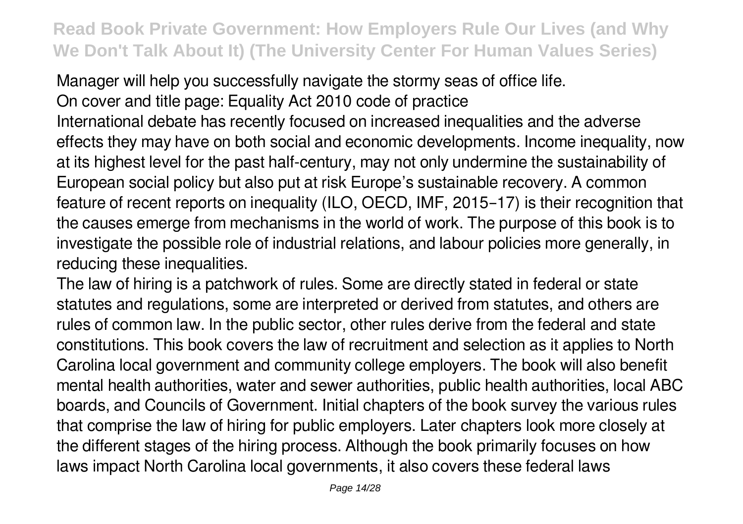Manager will help you successfully navigate the stormy seas of office life.

On cover and title page: Equality Act 2010 code of practice

International debate has recently focused on increased inequalities and the adverse effects they may have on both social and economic developments. Income inequality, now at its highest level for the past half-century, may not only undermine the sustainability of European social policy but also put at risk Europe's sustainable recovery. A common feature of recent reports on inequality (ILO, OECD, IMF, 2015–17) is their recognition that the causes emerge from mechanisms in the world of work. The purpose of this book is to investigate the possible role of industrial relations, and labour policies more generally, in reducing these inequalities.

The law of hiring is a patchwork of rules. Some are directly stated in federal or state statutes and regulations, some are interpreted or derived from statutes, and others are rules of common law. In the public sector, other rules derive from the federal and state constitutions. This book covers the law of recruitment and selection as it applies to North Carolina local government and community college employers. The book will also benefit mental health authorities, water and sewer authorities, public health authorities, local ABC boards, and Councils of Government. Initial chapters of the book survey the various rules that comprise the law of hiring for public employers. Later chapters look more closely at the different stages of the hiring process. Although the book primarily focuses on how laws impact North Carolina local governments, it also covers these federal laws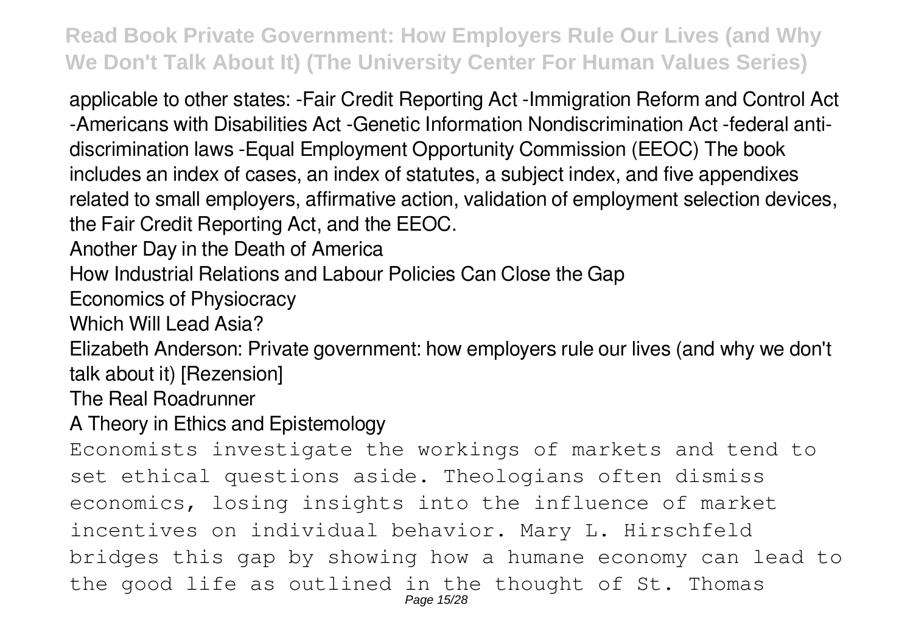applicable to other states: -Fair Credit Reporting Act -Immigration Reform and Control Act -Americans with Disabilities Act -Genetic Information Nondiscrimination Act -federal anti-discrimination laws -Equal Employment Opportunity Commission (EEOC) The book includes an index of cases, an index of statutes, a subject index, and five appendixes related to small employers, affirmative action, validation of employment selection devices, the Fair Credit Reporting Act, and the EEOC.

Another Day in the Death of America

How Industrial Relations and Labour Policies Can Close the Gap

Economics of Physiocracy

Which Will Lead Asia?

Elizabeth Anderson: Private government: how employers rule our lives (and why we don't talk about it) [Rezension]

The Real Roadrunner

A Theory in Ethics and Epistemology

Economists investigate the workings of markets and tend to set ethical questions aside. Theologians often dismiss economics, losing insights into the influence of market incentives on individual behavior. Mary L. Hirschfeld bridges this gap by showing how a humane economy can lead to the good life as outlined in the thought of St. Thomas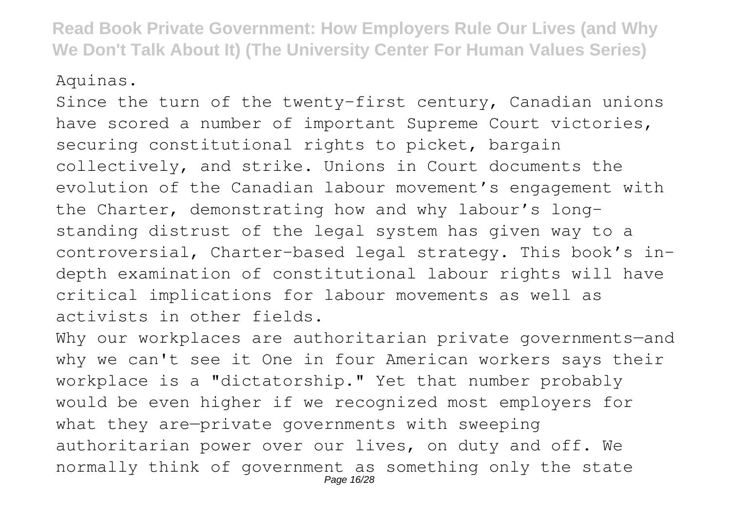Aquinas.

Since the turn of the twenty-first century, Canadian unions have scored a number of important Supreme Court victories, securing constitutional rights to picket, bargain collectively, and strike. Unions in Court documents the evolution of the Canadian labour movement's engagement with the Charter, demonstrating how and why labour's long-standing distrust of the legal system has given way to a controversial, Charter-based legal strategy. This book's in-depth examination of constitutional labour rights will have critical implications for labour movements as well as activists in other fields.

Why our workplaces are authoritarian private governments—and why we can't see it One in four American workers says their workplace is a "dictatorship." Yet that number probably would be even higher if we recognized most employers for what they are—private governments with sweeping authoritarian power over our lives, on duty and off. We normally think of government as something only the state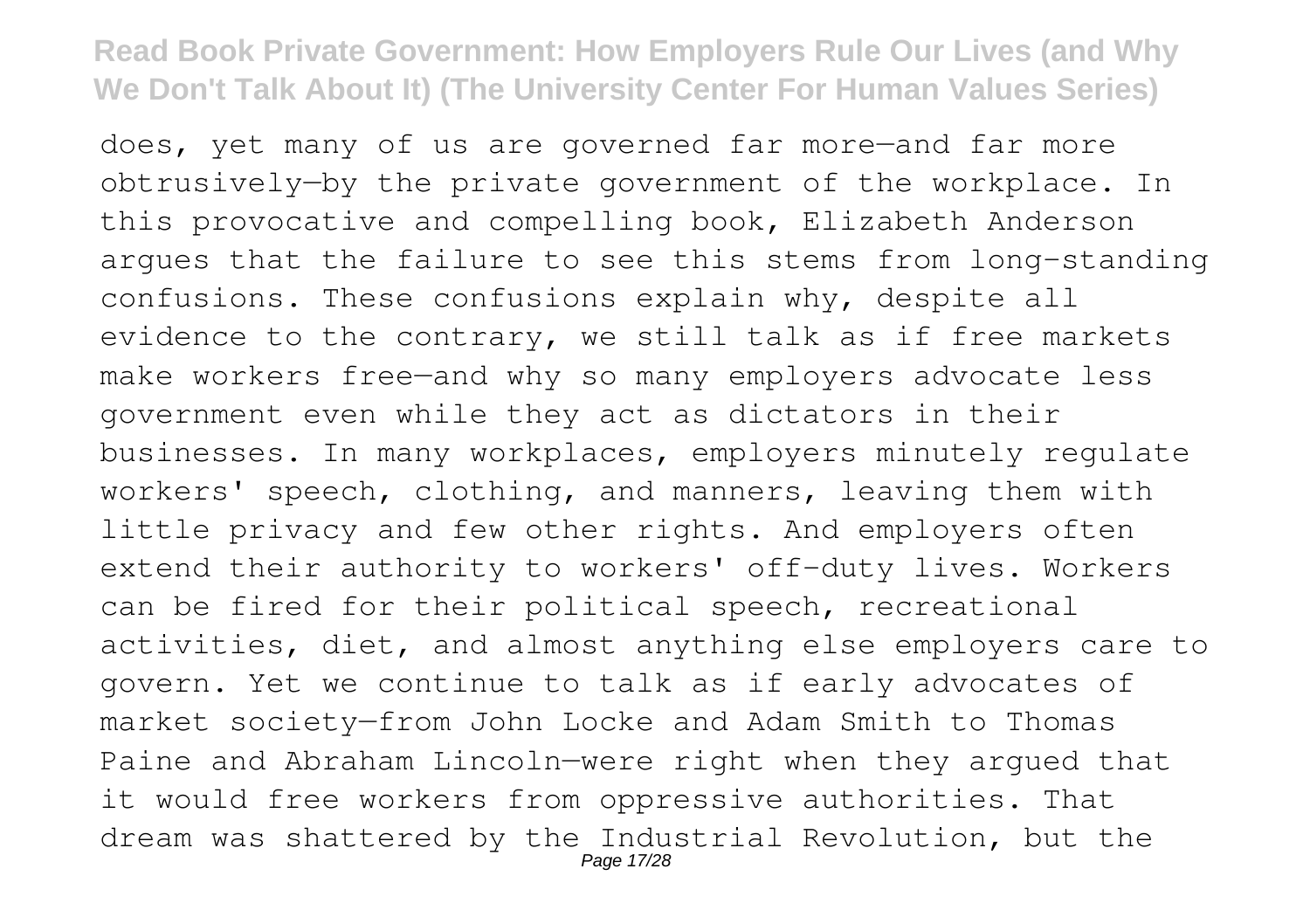does, yet many of us are governed far more—and far more obtrusively—by the private government of the workplace. In this provocative and compelling book, Elizabeth Anderson argues that the failure to see this stems from long-standing confusions. These confusions explain why, despite all evidence to the contrary, we still talk as if free markets make workers free—and why so many employers advocate less government even while they act as dictators in their businesses. In many workplaces, employers minutely regulate workers' speech, clothing, and manners, leaving them with little privacy and few other rights. And employers often extend their authority to workers' off-duty lives. Workers can be fired for their political speech, recreational activities, diet, and almost anything else employers care to govern. Yet we continue to talk as if early advocates of market society—from John Locke and Adam Smith to Thomas Paine and Abraham Lincoln—were right when they argued that it would free workers from oppressive authorities. That dream was shattered by the Industrial Revolution, but the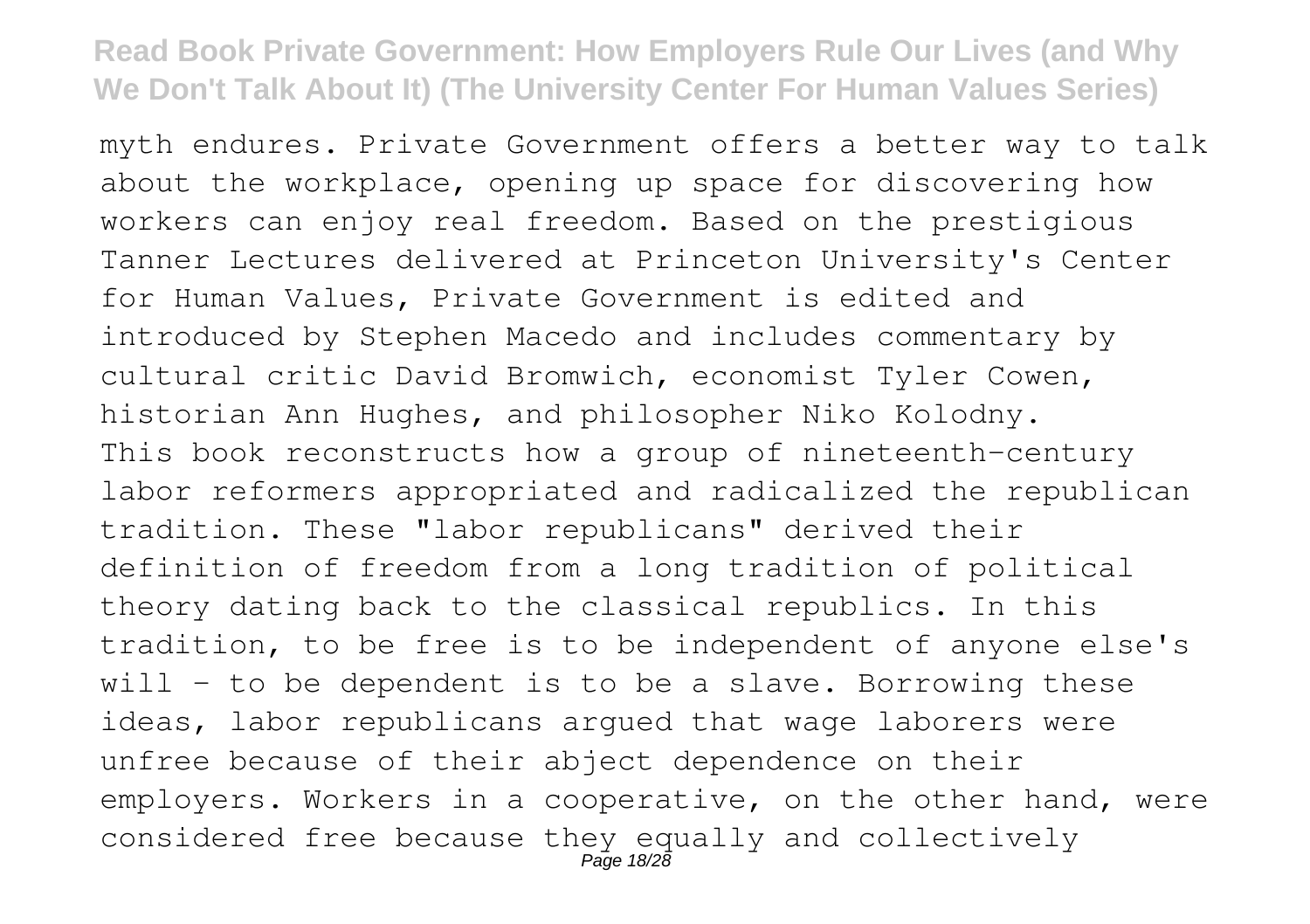myth endures. Private Government offers a better way to talk about the workplace, opening up space for discovering how workers can enjoy real freedom. Based on the prestigious Tanner Lectures delivered at Princeton University's Center for Human Values, Private Government is edited and introduced by Stephen Macedo and includes commentary by cultural critic David Bromwich, economist Tyler Cowen, historian Ann Hughes, and philosopher Niko Kolodny.

This book reconstructs how a group of nineteenth-century labor reformers appropriated and radicalized the republican tradition. These "labor republicans" derived their definition of freedom from a long tradition of political theory dating back to the classical republics. In this tradition, to be free is to be independent of anyone else's will - to be dependent is to be a slave. Borrowing these ideas, labor republicans argued that wage laborers were unfree because of their abject dependence on their employers. Workers in a cooperative, on the other hand, were considered free because they equally and collectively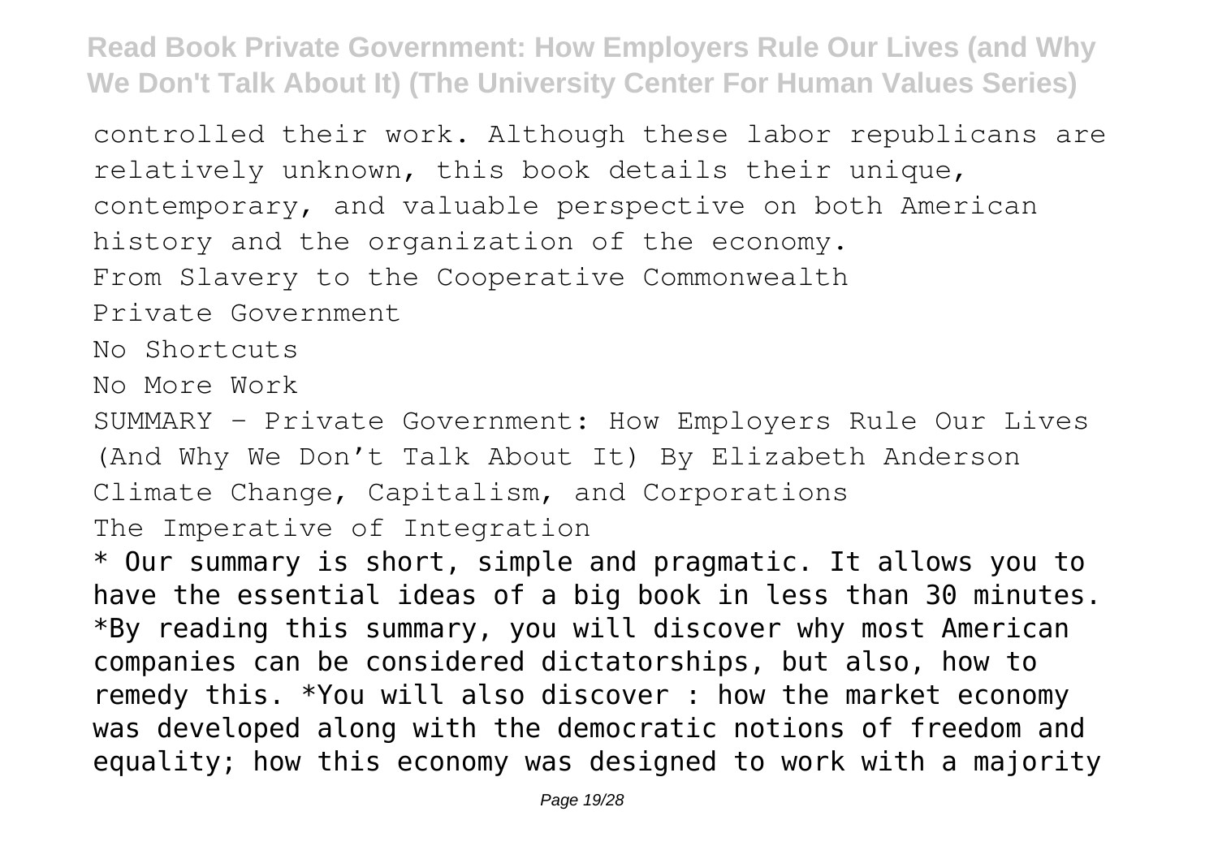controlled their work. Although these labor republicans are relatively unknown, this book details their unique, contemporary, and valuable perspective on both American history and the organization of the economy.

From Slavery to the Cooperative Commonwealth

Private Government

No Shortcuts

No More Work

SUMMARY - Private Government: How Employers Rule Our Lives (And Why We Don't Talk About It) By Elizabeth Anderson

Climate Change, Capitalism, and Corporations

The Imperative of Integration

* Our summary is short, simple and pragmatic. It allows you to have the essential ideas of a big book in less than 30 minutes. *By reading this summary, you will discover why most American companies can be considered dictatorships, but also, how to remedy this. *You will also discover : how the market economy was developed along with the democratic notions of freedom and equality; how this economy was designed to work with a majority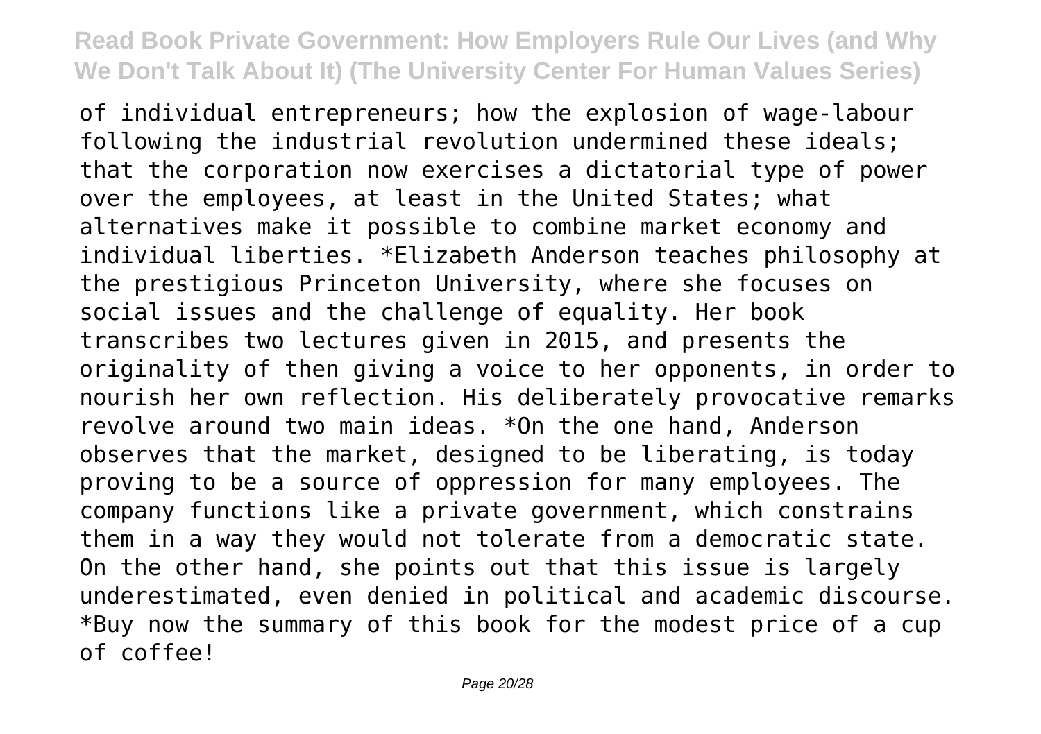of individual entrepreneurs; how the explosion of wage-labour following the industrial revolution undermined these ideals; that the corporation now exercises a dictatorial type of power over the employees, at least in the United States; what alternatives make it possible to combine market economy and individual liberties. *Elizabeth Anderson teaches philosophy at the prestigious Princeton University, where she focuses on social issues and the challenge of equality. Her book transcribes two lectures given in 2015, and presents the originality of then giving a voice to her opponents, in order to nourish her own reflection. His deliberately provocative remarks revolve around two main ideas. *On the one hand, Anderson observes that the market, designed to be liberating, is today proving to be a source of oppression for many employees. The company functions like a private government, which constrains them in a way they would not tolerate from a democratic state. On the other hand, she points out that this issue is largely underestimated, even denied in political and academic discourse. *Buy now the summary of this book for the modest price of a cup of coffee!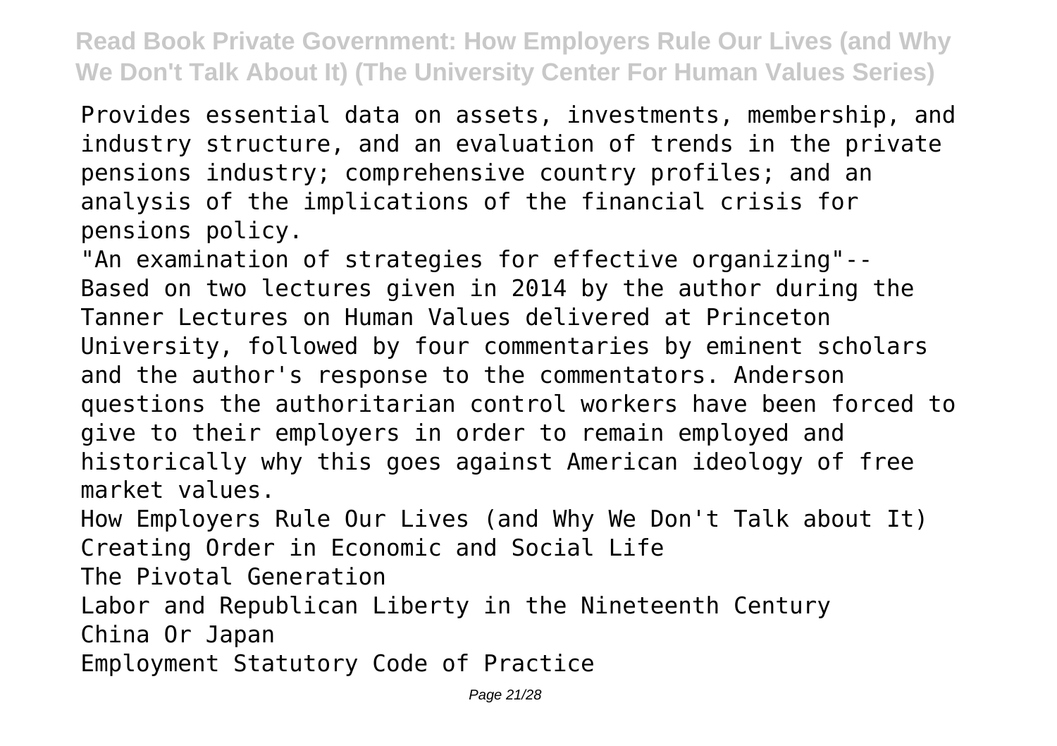Provides essential data on assets, investments, membership, and industry structure, and an evaluation of trends in the private pensions industry; comprehensive country profiles; and an analysis of the implications of the financial crisis for pensions policy.

"An examination of strategies for effective organizing"--

Based on two lectures given in 2014 by the author during the Tanner Lectures on Human Values delivered at Princeton University, followed by four commentaries by eminent scholars and the author's response to the commentators. Anderson questions the authoritarian control workers have been forced to give to their employers in order to remain employed and historically why this goes against American ideology of free market values.

How Employers Rule Our Lives (and Why We Don't Talk about It)

Creating Order in Economic and Social Life

The Pivotal Generation

Labor and Republican Liberty in the Nineteenth Century

China Or Japan

Employment Statutory Code of Practice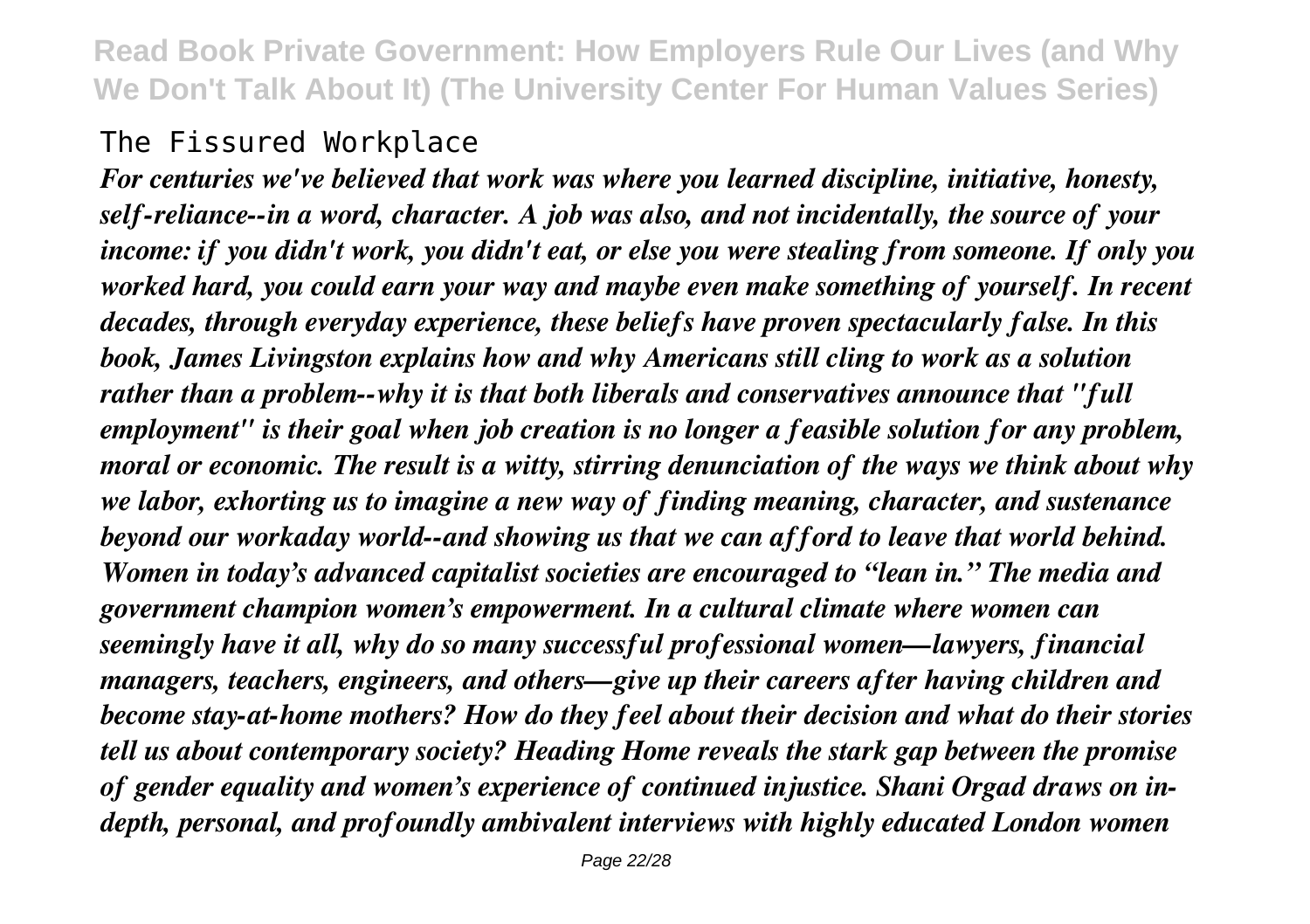The Fissured Workplace

*For centuries we've believed that work was where you learned discipline, initiative, honesty, self-reliance--in a word, character. A job was also, and not incidentally, the source of your income: if you didn't work, you didn't eat, or else you were stealing from someone. If only you worked hard, you could earn your way and maybe even make something of yourself. In recent decades, through everyday experience, these beliefs have proven spectacularly false. In this book, James Livingston explains how and why Americans still cling to work as a solution rather than a problem--why it is that both liberals and conservatives announce that "full employment" is their goal when job creation is no longer a feasible solution for any problem, moral or economic. The result is a witty, stirring denunciation of the ways we think about why we labor, exhorting us to imagine a new way of finding meaning, character, and sustenance beyond our workaday world--and showing us that we can afford to leave that world behind. Women in today's advanced capitalist societies are encouraged to "lean in." The media and government champion women's empowerment. In a cultural climate where women can seemingly have it all, why do so many successful professional women—lawyers, financial managers, teachers, engineers, and others—give up their careers after having children and become stay-at-home mothers? How do they feel about their decision and what do their stories tell us about contemporary society? Heading Home reveals the stark gap between the promise of gender equality and women's experience of continued injustice. Shani Orgad draws on in-depth, personal, and profoundly ambivalent interviews with highly educated London women*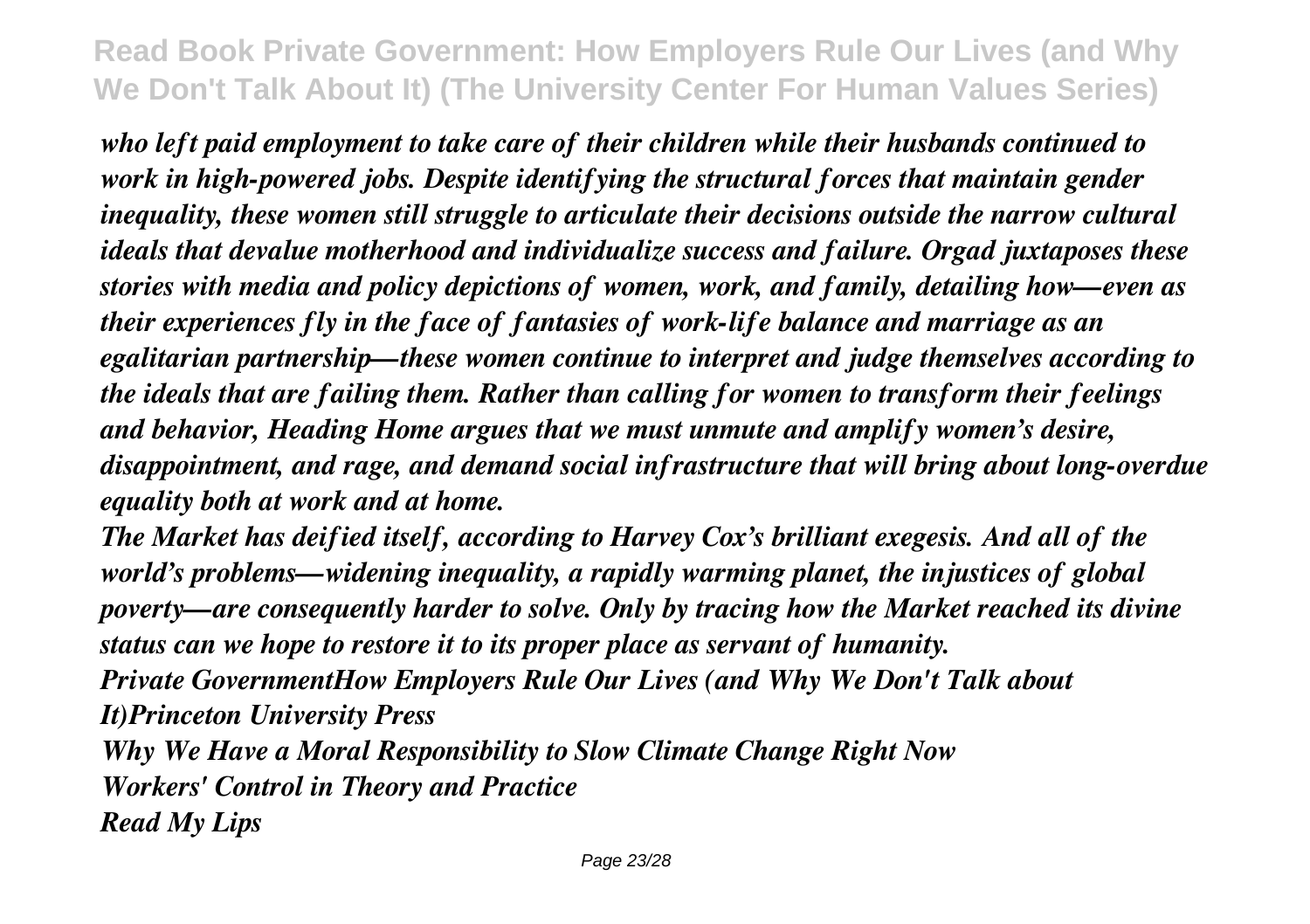*who left paid employment to take care of their children while their husbands continued to work in high-powered jobs. Despite identifying the structural forces that maintain gender inequality, these women still struggle to articulate their decisions outside the narrow cultural ideals that devalue motherhood and individualize success and failure. Orgad juxtaposes these stories with media and policy depictions of women, work, and family, detailing how—even as their experiences fly in the face of fantasies of work-life balance and marriage as an egalitarian partnership—these women continue to interpret and judge themselves according to the ideals that are failing them. Rather than calling for women to transform their feelings and behavior, Heading Home argues that we must unmute and amplify women's desire, disappointment, and rage, and demand social infrastructure that will bring about long-overdue equality both at work and at home.*

*The Market has deified itself, according to Harvey Cox's brilliant exegesis. And all of the world's problems—widening inequality, a rapidly warming planet, the injustices of global poverty—are consequently harder to solve. Only by tracing how the Market reached its divine status can we hope to restore it to its proper place as servant of humanity.*

*Private GovernmentHow Employers Rule Our Lives (and Why We Don't Talk about It)Princeton University Press*

*Why We Have a Moral Responsibility to Slow Climate Change Right Now*

*Workers' Control in Theory and Practice*

*Read My Lips*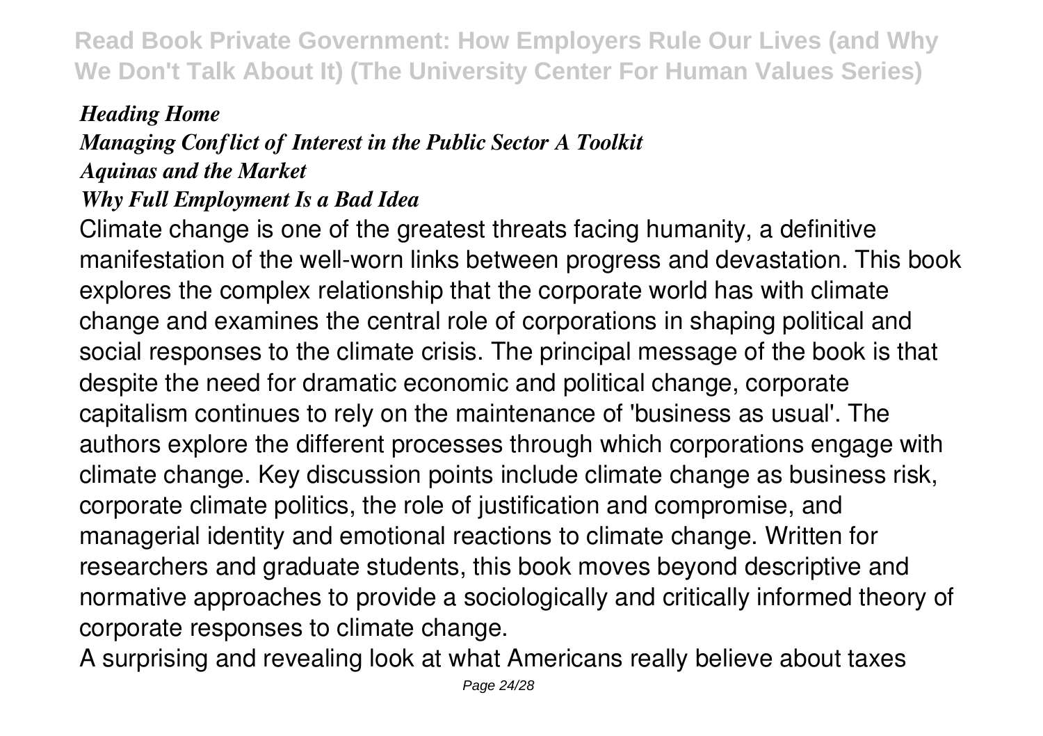***Heading Home***
***Managing Conflict of Interest in the Public Sector A Toolkit***
***Aquinas and the Market***
***Why Full Employment Is a Bad Idea***

Climate change is one of the greatest threats facing humanity, a definitive manifestation of the well-worn links between progress and devastation. This book explores the complex relationship that the corporate world has with climate change and examines the central role of corporations in shaping political and social responses to the climate crisis. The principal message of the book is that despite the need for dramatic economic and political change, corporate capitalism continues to rely on the maintenance of 'business as usual'. The authors explore the different processes through which corporations engage with climate change. Key discussion points include climate change as business risk, corporate climate politics, the role of justification and compromise, and managerial identity and emotional reactions to climate change. Written for researchers and graduate students, this book moves beyond descriptive and normative approaches to provide a sociologically and critically informed theory of corporate responses to climate change.

A surprising and revealing look at what Americans really believe about taxes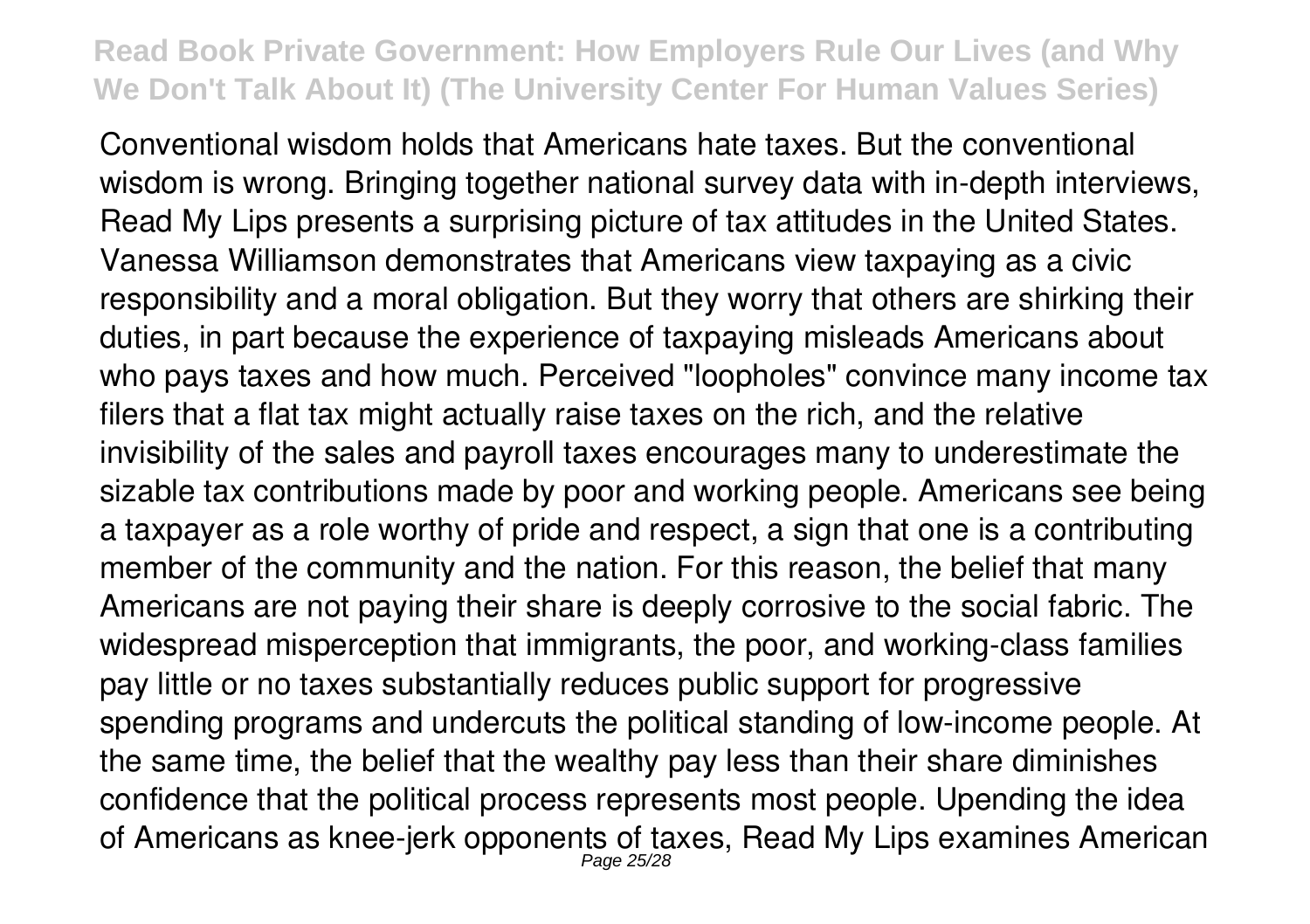Conventional wisdom holds that Americans hate taxes. But the conventional wisdom is wrong. Bringing together national survey data with in-depth interviews, Read My Lips presents a surprising picture of tax attitudes in the United States. Vanessa Williamson demonstrates that Americans view taxpaying as a civic responsibility and a moral obligation. But they worry that others are shirking their duties, in part because the experience of taxpaying misleads Americans about who pays taxes and how much. Perceived "loopholes" convince many income tax filers that a flat tax might actually raise taxes on the rich, and the relative invisibility of the sales and payroll taxes encourages many to underestimate the sizable tax contributions made by poor and working people. Americans see being a taxpayer as a role worthy of pride and respect, a sign that one is a contributing member of the community and the nation. For this reason, the belief that many Americans are not paying their share is deeply corrosive to the social fabric. The widespread misperception that immigrants, the poor, and working-class families pay little or no taxes substantially reduces public support for progressive spending programs and undercuts the political standing of low-income people. At the same time, the belief that the wealthy pay less than their share diminishes confidence that the political process represents most people. Upending the idea of Americans as knee-jerk opponents of taxes, Read My Lips examines American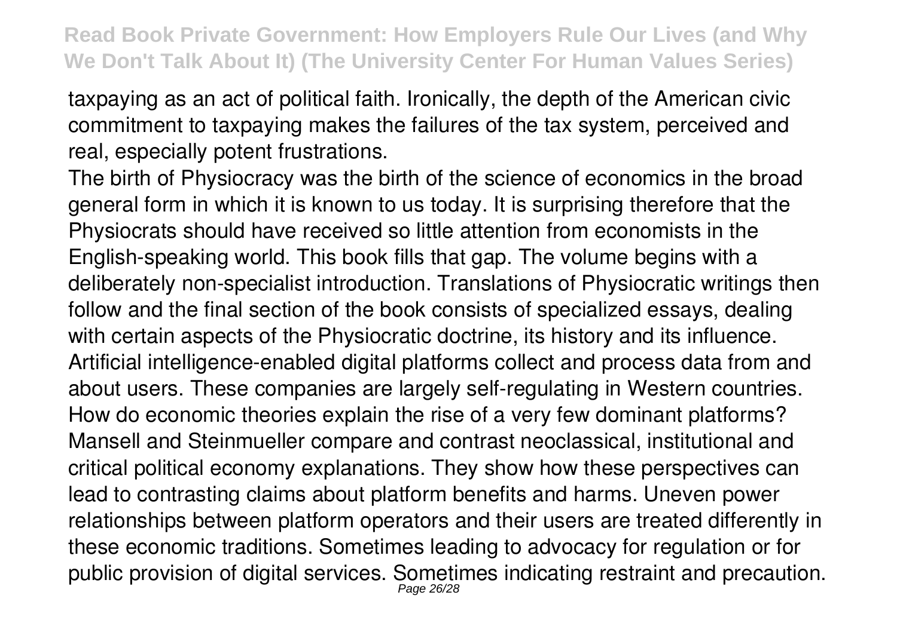taxpaying as an act of political faith. Ironically, the depth of the American civic commitment to taxpaying makes the failures of the tax system, perceived and real, especially potent frustrations.

The birth of Physiocracy was the birth of the science of economics in the broad general form in which it is known to us today. It is surprising therefore that the Physiocrats should have received so little attention from economists in the English-speaking world. This book fills that gap. The volume begins with a deliberately non-specialist introduction. Translations of Physiocratic writings then follow and the final section of the book consists of specialized essays, dealing with certain aspects of the Physiocratic doctrine, its history and its influence.

Artificial intelligence-enabled digital platforms collect and process data from and about users. These companies are largely self-regulating in Western countries. How do economic theories explain the rise of a very few dominant platforms? Mansell and Steinmueller compare and contrast neoclassical, institutional and critical political economy explanations. They show how these perspectives can lead to contrasting claims about platform benefits and harms. Uneven power relationships between platform operators and their users are treated differently in these economic traditions. Sometimes leading to advocacy for regulation or for public provision of digital services. Sometimes indicating restraint and precaution.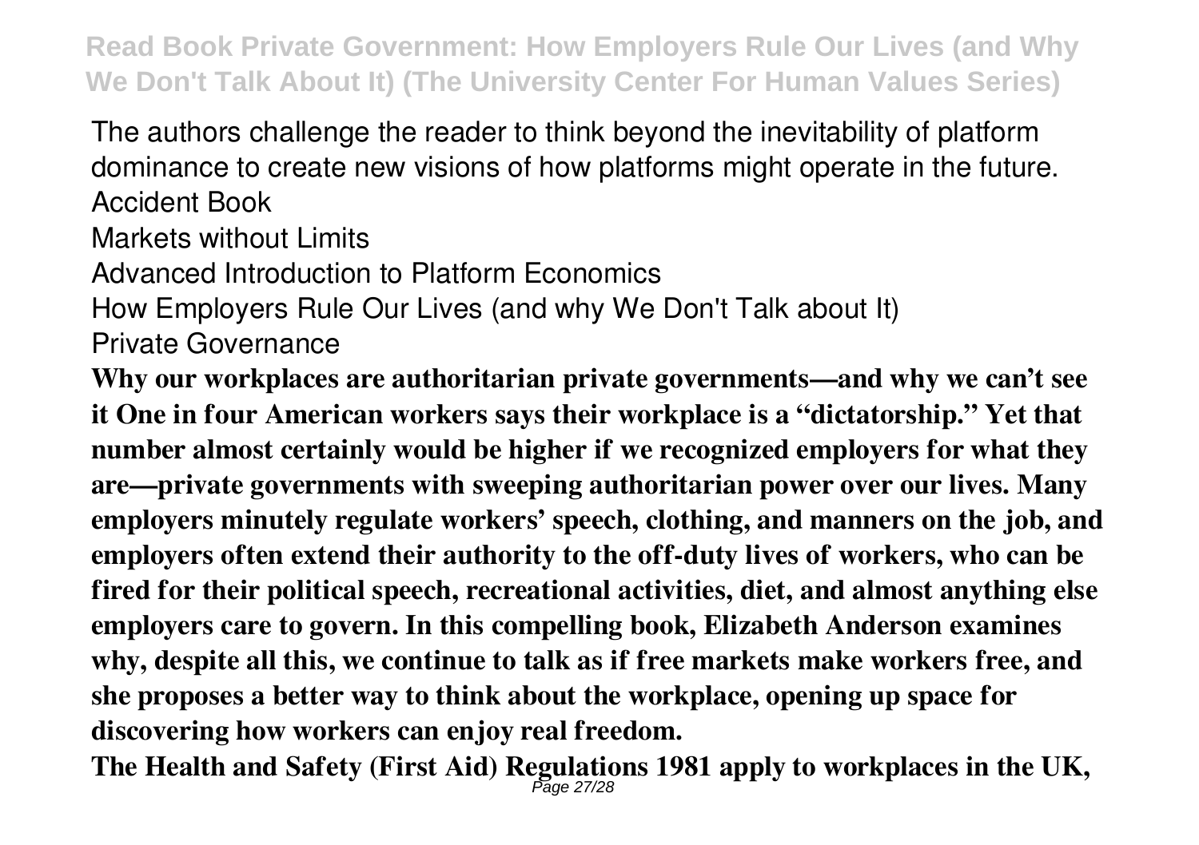The authors challenge the reader to think beyond the inevitability of platform dominance to create new visions of how platforms might operate in the future.

Accident Book

Markets without Limits

Advanced Introduction to Platform Economics

How Employers Rule Our Lives (and why We Don't Talk about It)

Private Governance

**Why our workplaces are authoritarian private governments—and why we can't see it One in four American workers says their workplace is a "dictatorship." Yet that number almost certainly would be higher if we recognized employers for what they are—private governments with sweeping authoritarian power over our lives. Many employers minutely regulate workers' speech, clothing, and manners on the job, and employers often extend their authority to the off-duty lives of workers, who can be fired for their political speech, recreational activities, diet, and almost anything else employers care to govern. In this compelling book, Elizabeth Anderson examines why, despite all this, we continue to talk as if free markets make workers free, and she proposes a better way to think about the workplace, opening up space for discovering how workers can enjoy real freedom.**

**The Health and Safety (First Aid) Regulations 1981 apply to workplaces in the UK,**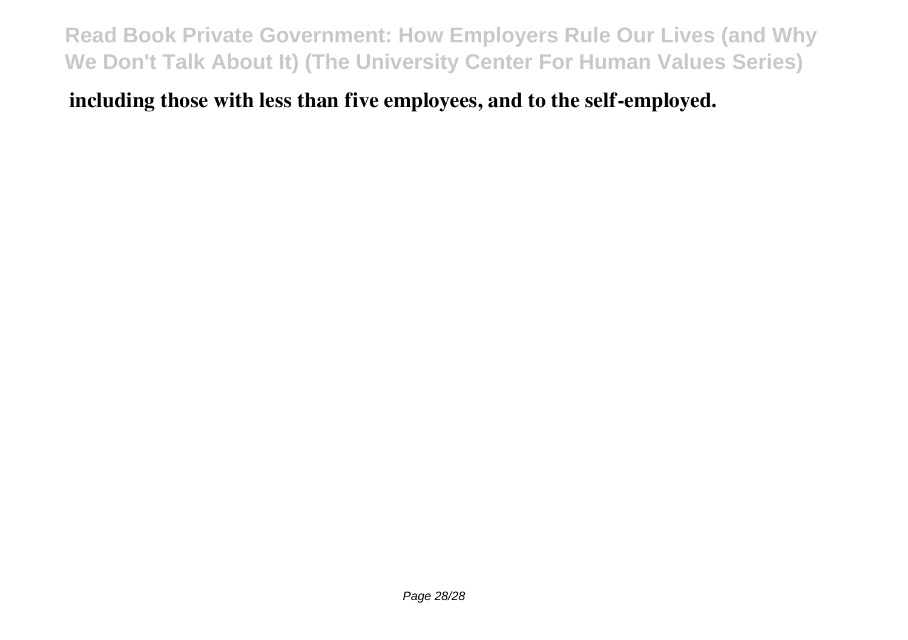**including those with less than five employees, and to the self-employed.**